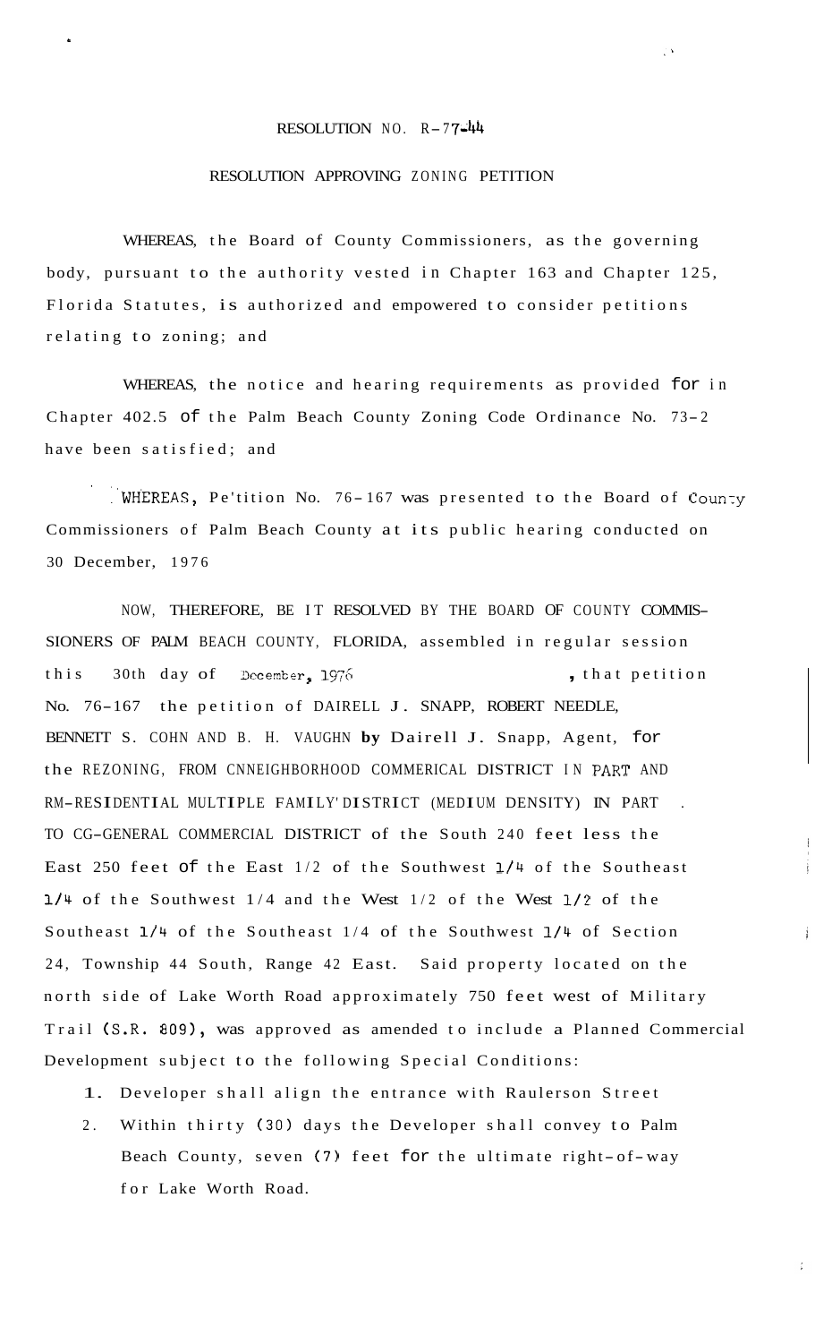# RESOLUTION NO. R-77-44

## RESOLUTION APPROVING ZONING PETITION

WHEREAS, the Board of County Commissioners, as the governing body, pursuant to the authority vested in Chapter 163 and Chapter 125, Florida Statutes, is authorized and empowered to consider petitions relating to zoning; and

WHEREAS, the notice and hearing requirements as provided for in Chapter 402.5 of the Palm Beach County Zoning Code Ordinance No. 73-2 have been satisfied; and

WHEREAS, Pe'tition No. 76-167 was presented to the Board of County Commissioners of Palm Beach County at its public hearing conducted on 30 December, 1976

NOW, THEREFORE, BE IT RESOLVED BY THE BOARD OF COUNTY COMMISSIONERS OF PALM BEACH COUNTY, FLORIDA, assembled in regular session this 30th day of December, 1976, that petition No. 76-167 the petition of DAIRELL J. SNAPP, ROBERT NEEDLE, BENNETT S. COHN AND B. H. VAUGHN by Dairell J. Snapp, Agent, for the REZONING, FROM CN-NEIGHBORHOOD COMMERICAL DISTRICT IN PART AND RM-RESIDENTIAL MULTIPLE FAMILY DISTRICT (MEDIUM DENSITY) IN PART TO CG-GENERAL COMMERCIAL DISTRICT of the South 240 feet less the East 250 feet of the East 1/2 of the Southwest 1/4 of the Southeast 1/4 of the Southwest 1/4 and the West 1/2 of the West 1/2 of the Southeast 1/4 of the Southeast 1/4 of the Southwest 1/4 of Section 24, Township 44 South, Range 42 East. Said property located on the north side of Lake Worth Road approximately 750 feet west of Military Trail (S.R. 809), was approved as amended to include a Planned Commercial Development subject to the following Special Conditions:

1. Developer shall align the entrance with Raulerson Street
2. Within thirty (30) days the Developer shall convey to Palm Beach County, seven (7) feet for the ultimate right-of-way for Lake Worth Road.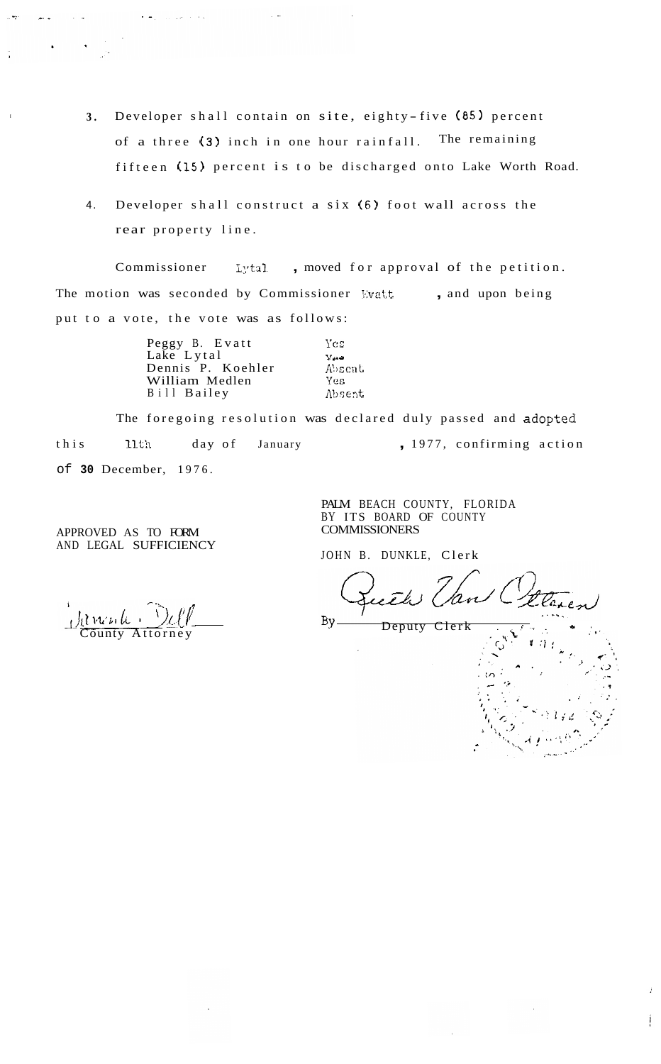3. Developer shall contain on site, eighty-five (85) percent of a three (3) inch in one hour rainfall. The remaining fifteen (15) percent is to be discharged onto Lake Worth Road.

4. Developer shall construct a six (6) foot wall across the rear property line.

Commissioner Lytal, moved for approval of the petition. The motion was seconded by Commissioner Evatt, and upon being put to a vote, the vote was as follows:

| | |
|---|---|
| Peggy B. Evatt | Yes |
| Lake Lytal | Yes |
| Dennis P. Koehler | Absent |
| William Medlen | Yes |
| Bill Bailey | Absent |

The foregoing resolution was declared duly passed and adopted this 11th day of January, 1977, confirming action of 30 December, 1976.

APPROVED AS TO FORM AND LEGAL SUFFICIENCY

County Attorney

PALM BEACH COUNTY, FLORIDA
BY ITS BOARD OF COUNTY COMMISSIONERS

JOHN B. DUNKLE, Clerk

By Deputy Clerk